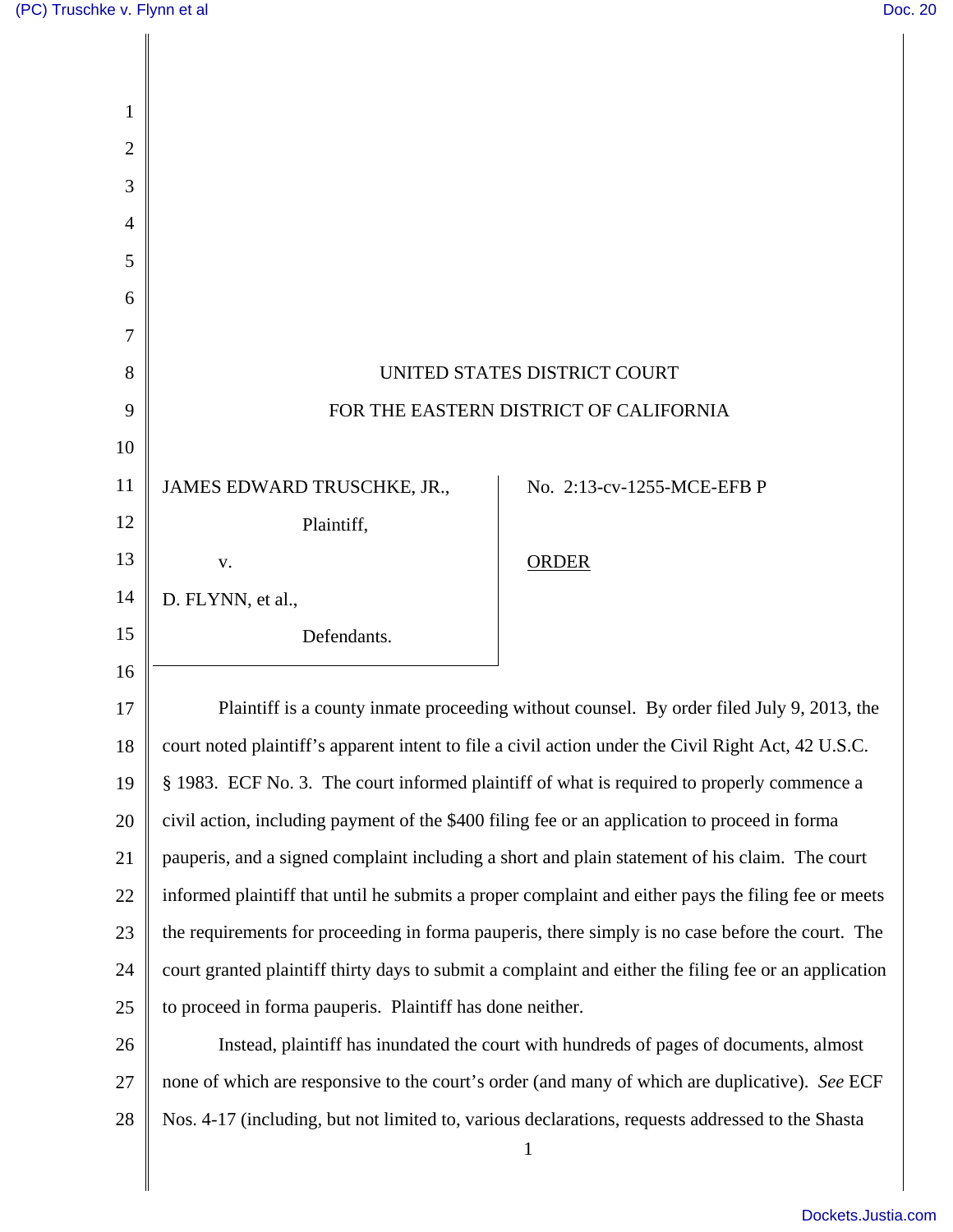UNITED STATES DISTRICT COURT

FOR THE EASTERN DISTRICT OF CALIFORNIA

JAMES EDWARD TRUSCHKE, JR.,

Plaintiff,

v.

D. FLYNN, et al.,

Defendants.

No. 2:13-cv-1255-MCE-EFB P

ORDER

Plaintiff is a county inmate proceeding without counsel. By order filed July 9, 2013, the court noted plaintiff's apparent intent to file a civil action under the Civil Right Act, 42 U.S.C. § 1983. ECF No. 3. The court informed plaintiff of what is required to properly commence a civil action, including payment of the $400 filing fee or an application to proceed in forma pauperis, and a signed complaint including a short and plain statement of his claim. The court informed plaintiff that until he submits a proper complaint and either pays the filing fee or meets the requirements for proceeding in forma pauperis, there simply is no case before the court. The court granted plaintiff thirty days to submit a complaint and either the filing fee or an application to proceed in forma pauperis. Plaintiff has done neither.

Instead, plaintiff has inundated the court with hundreds of pages of documents, almost none of which are responsive to the court's order (and many of which are duplicative). *See* ECF Nos. 4-17 (including, but not limited to, various declarations, requests addressed to the Shasta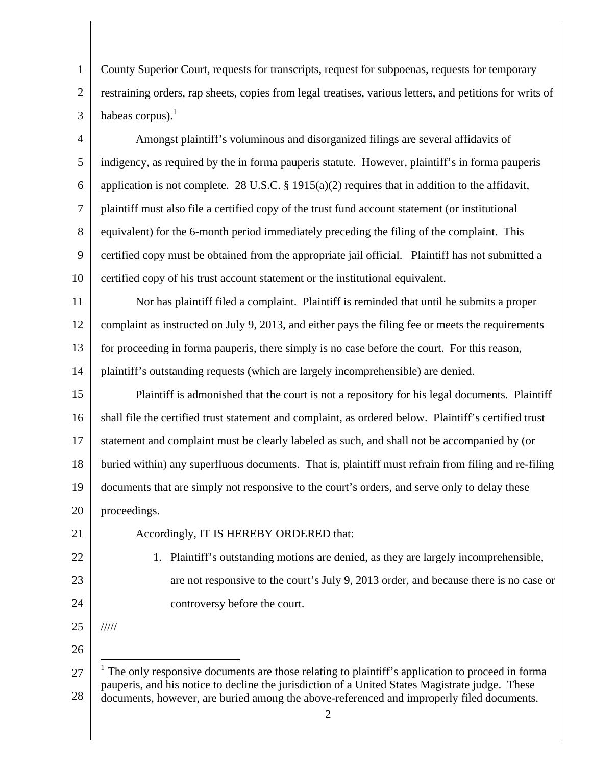County Superior Court, requests for transcripts, request for subpoenas, requests for temporary restraining orders, rap sheets, copies from legal treatises, various letters, and petitions for writs of habeas corpus).[1]

Amongst plaintiff's voluminous and disorganized filings are several affidavits of indigency, as required by the in forma pauperis statute. However, plaintiff's in forma pauperis application is not complete. 28 U.S.C. § 1915(a)(2) requires that in addition to the affidavit, plaintiff must also file a certified copy of the trust fund account statement (or institutional equivalent) for the 6-month period immediately preceding the filing of the complaint. This certified copy must be obtained from the appropriate jail official. Plaintiff has not submitted a certified copy of his trust account statement or the institutional equivalent.

Nor has plaintiff filed a complaint. Plaintiff is reminded that until he submits a proper complaint as instructed on July 9, 2013, and either pays the filing fee or meets the requirements for proceeding in forma pauperis, there simply is no case before the court. For this reason, plaintiff's outstanding requests (which are largely incomprehensible) are denied.

Plaintiff is admonished that the court is not a repository for his legal documents. Plaintiff shall file the certified trust statement and complaint, as ordered below. Plaintiff's certified trust statement and complaint must be clearly labeled as such, and shall not be accompanied by (or buried within) any superfluous documents. That is, plaintiff must refrain from filing and re-filing documents that are simply not responsive to the court's orders, and serve only to delay these proceedings.

Accordingly, IT IS HEREBY ORDERED that:

1. Plaintiff's outstanding motions are denied, as they are largely incomprehensible, are not responsive to the court's July 9, 2013 order, and because there is no case or controversy before the court.

/////

[1] The only responsive documents are those relating to plaintiff's application to proceed in forma pauperis, and his notice to decline the jurisdiction of a United States Magistrate judge. These documents, however, are buried among the above-referenced and improperly filed documents.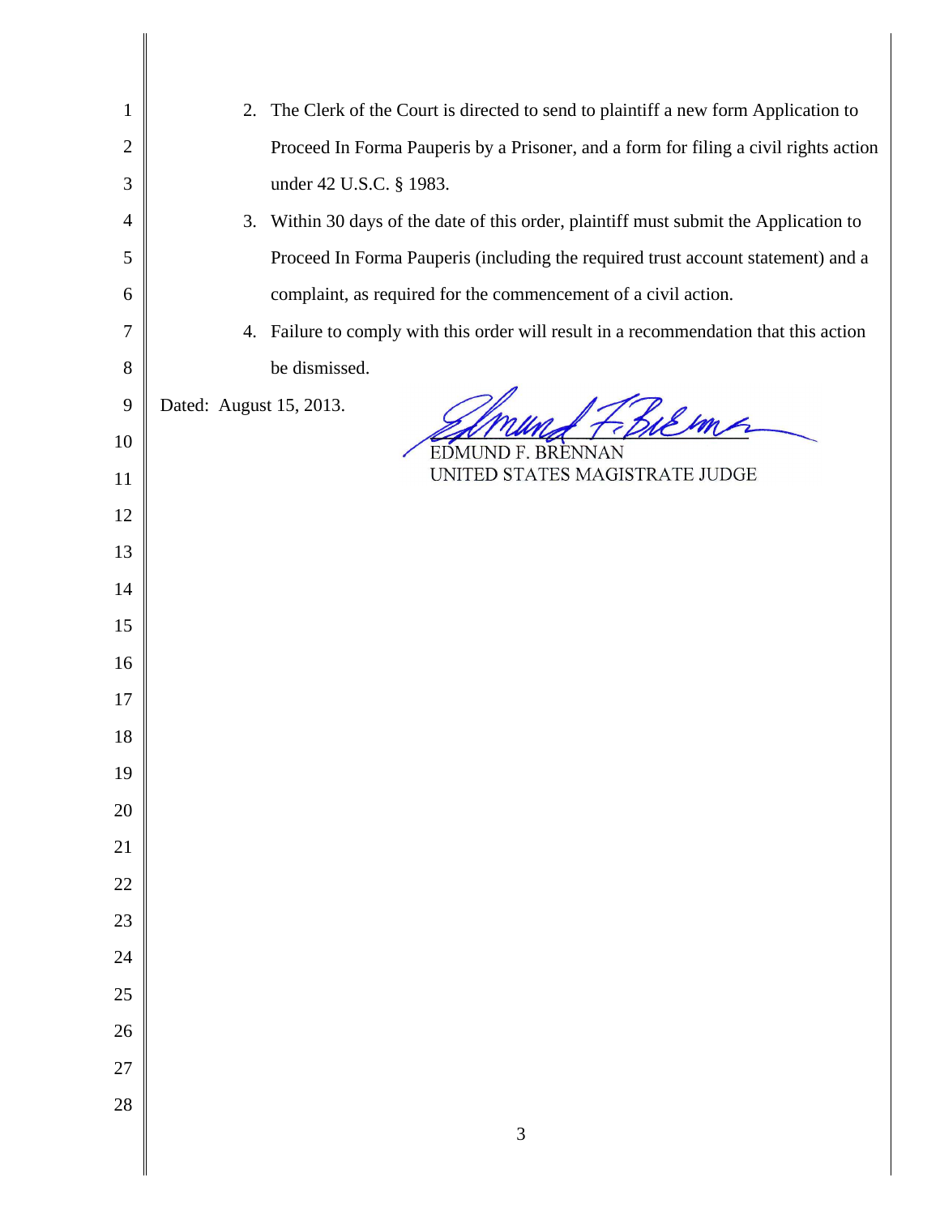2. The Clerk of the Court is directed to send to plaintiff a new form Application to Proceed In Forma Pauperis by a Prisoner, and a form for filing a civil rights action under 42 U.S.C. § 1983.
3. Within 30 days of the date of this order, plaintiff must submit the Application to Proceed In Forma Pauperis (including the required trust account statement) and a complaint, as required for the commencement of a civil action.
4. Failure to comply with this order will result in a recommendation that this action be dismissed.

Dated: August 15, 2013.

EDMUND F. BRENNAN
UNITED STATES MAGISTRATE JUDGE